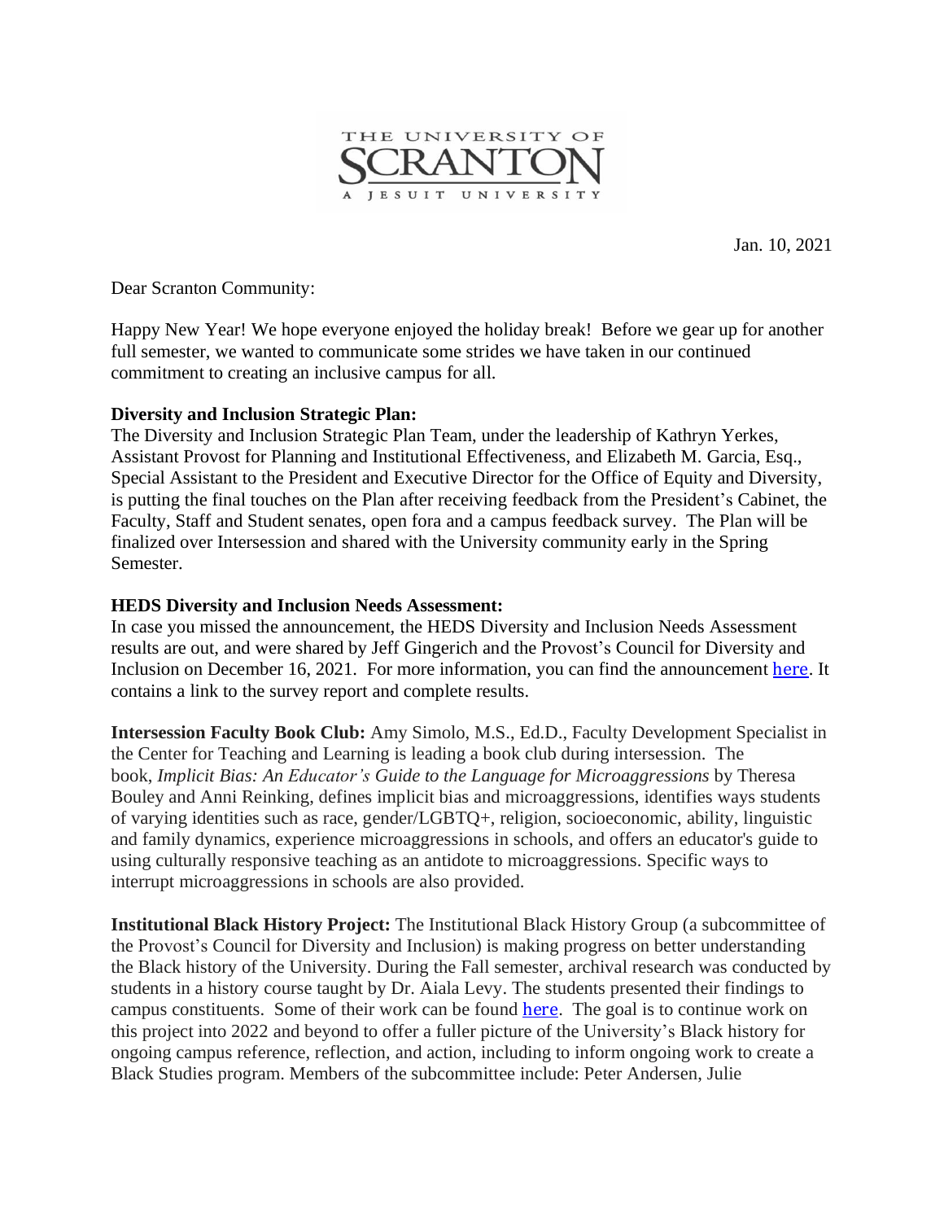THE UNIVERSITY OF SCRANTON
A JESUIT UNIVERSITY

Jan. 10, 2021

Dear Scranton Community:

Happy New Year! We hope everyone enjoyed the holiday break! Before we gear up for another full semester, we wanted to communicate some strides we have taken in our continued commitment to creating an inclusive campus for all.

**Diversity and Inclusion Strategic Plan:**
The Diversity and Inclusion Strategic Plan Team, under the leadership of Kathryn Yerkes, Assistant Provost for Planning and Institutional Effectiveness, and Elizabeth M. Garcia, Esq., Special Assistant to the President and Executive Director for the Office of Equity and Diversity, is putting the final touches on the Plan after receiving feedback from the President's Cabinet, the Faculty, Staff and Student senates, open fora and a campus feedback survey. The Plan will be finalized over Intersession and shared with the University community early in the Spring Semester.

**HEDS Diversity and Inclusion Needs Assessment:**
In case you missed the announcement, the HEDS Diversity and Inclusion Needs Assessment results are out, and were shared by Jeff Gingerich and the Provost's Council for Diversity and Inclusion on December 16, 2021. For more information, you can find the announcement here. It contains a link to the survey report and complete results.

**Intersession Faculty Book Club:** Amy Simolo, M.S., Ed.D., Faculty Development Specialist in the Center for Teaching and Learning is leading a book club during intersession. The book, *Implicit Bias: An Educator's Guide to the Language for Microaggressions* by Theresa Bouley and Anni Reinking, defines implicit bias and microaggressions, identifies ways students of varying identities such as race, gender/LGBTQ+, religion, socioeconomic, ability, linguistic and family dynamics, experience microaggressions in schools, and offers an educator's guide to using culturally responsive teaching as an antidote to microaggressions. Specific ways to interrupt microaggressions in schools are also provided.

**Institutional Black History Project:** The Institutional Black History Group (a subcommittee of the Provost's Council for Diversity and Inclusion) is making progress on better understanding the Black history of the University. During the Fall semester, archival research was conducted by students in a history course taught by Dr. Aiala Levy. The students presented their findings to campus constituents. Some of their work can be found here. The goal is to continue work on this project into 2022 and beyond to offer a fuller picture of the University's Black history for ongoing campus reference, reflection, and action, including to inform ongoing work to create a Black Studies program. Members of the subcommittee include: Peter Andersen, Julie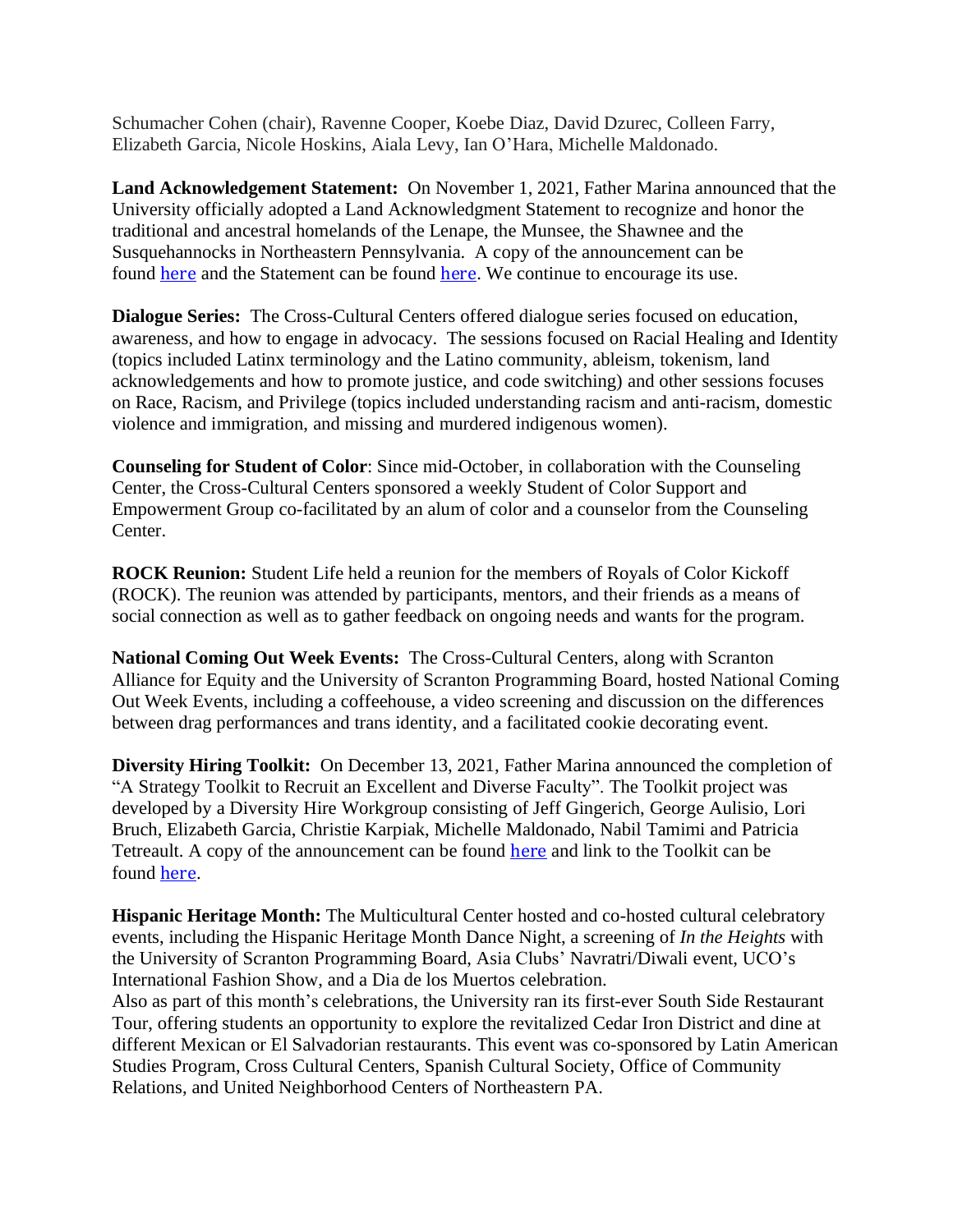Schumacher Cohen (chair), Ravenne Cooper, Koebe Diaz, David Dzurec, Colleen Farry, Elizabeth Garcia, Nicole Hoskins, Aiala Levy, Ian O'Hara, Michelle Maldonado.

**Land Acknowledgement Statement:** On November 1, 2021, Father Marina announced that the University officially adopted a Land Acknowledgment Statement to recognize and honor the traditional and ancestral homelands of the Lenape, the Munsee, the Shawnee and the Susquehannocks in Northeastern Pennsylvania. A copy of the announcement can be found here and the Statement can be found here. We continue to encourage its use.

**Dialogue Series:** The Cross-Cultural Centers offered dialogue series focused on education, awareness, and how to engage in advocacy. The sessions focused on Racial Healing and Identity (topics included Latinx terminology and the Latino community, ableism, tokenism, land acknowledgements and how to promote justice, and code switching) and other sessions focuses on Race, Racism, and Privilege (topics included understanding racism and anti-racism, domestic violence and immigration, and missing and murdered indigenous women).

**Counseling for Student of Color**: Since mid-October, in collaboration with the Counseling Center, the Cross-Cultural Centers sponsored a weekly Student of Color Support and Empowerment Group co-facilitated by an alum of color and a counselor from the Counseling Center.

**ROCK Reunion:** Student Life held a reunion for the members of Royals of Color Kickoff (ROCK). The reunion was attended by participants, mentors, and their friends as a means of social connection as well as to gather feedback on ongoing needs and wants for the program.

**National Coming Out Week Events:** The Cross-Cultural Centers, along with Scranton Alliance for Equity and the University of Scranton Programming Board, hosted National Coming Out Week Events, including a coffeehouse, a video screening and discussion on the differences between drag performances and trans identity, and a facilitated cookie decorating event.

**Diversity Hiring Toolkit:** On December 13, 2021, Father Marina announced the completion of "A Strategy Toolkit to Recruit an Excellent and Diverse Faculty". The Toolkit project was developed by a Diversity Hire Workgroup consisting of Jeff Gingerich, George Aulisio, Lori Bruch, Elizabeth Garcia, Christie Karpiak, Michelle Maldonado, Nabil Tamimi and Patricia Tetreault. A copy of the announcement can be found here and link to the Toolkit can be found here.

**Hispanic Heritage Month:** The Multicultural Center hosted and co-hosted cultural celebratory events, including the Hispanic Heritage Month Dance Night, a screening of *In the Heights* with the University of Scranton Programming Board, Asia Clubs' Navratri/Diwali event, UCO's International Fashion Show, and a Dia de los Muertos celebration.
Also as part of this month's celebrations, the University ran its first-ever South Side Restaurant Tour, offering students an opportunity to explore the revitalized Cedar Iron District and dine at different Mexican or El Salvadorian restaurants. This event was co-sponsored by Latin American Studies Program, Cross Cultural Centers, Spanish Cultural Society, Office of Community Relations, and United Neighborhood Centers of Northeastern PA.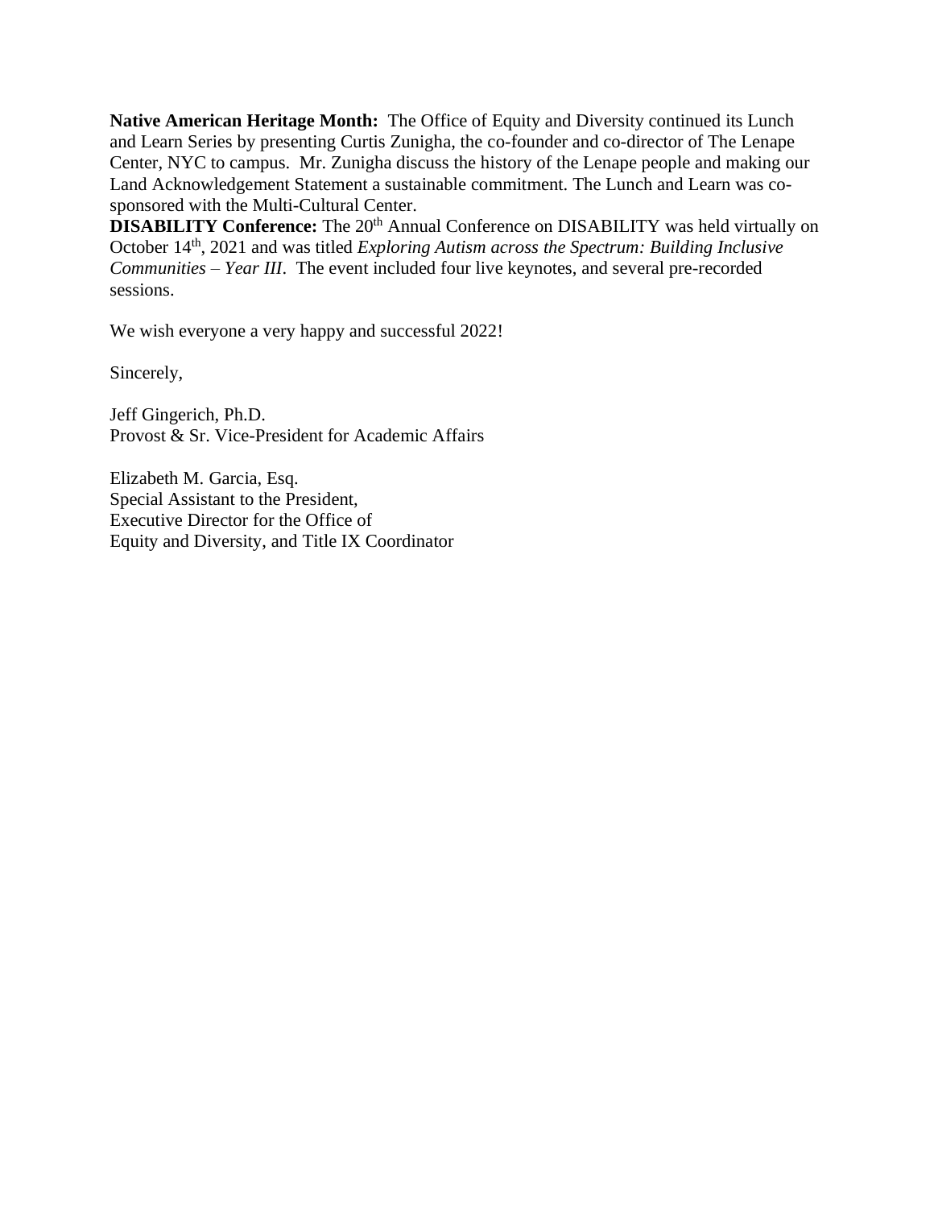**Native American Heritage Month:** The Office of Equity and Diversity continued its Lunch and Learn Series by presenting Curtis Zunigha, the co-founder and co-director of The Lenape Center, NYC to campus. Mr. Zunigha discuss the history of the Lenape people and making our Land Acknowledgement Statement a sustainable commitment. The Lunch and Learn was co-sponsored with the Multi-Cultural Center.

**DISABILITY Conference:** The 20th Annual Conference on DISABILITY was held virtually on October 14th, 2021 and was titled *Exploring Autism across the Spectrum: Building Inclusive Communities – Year III*. The event included four live keynotes, and several pre-recorded sessions.

We wish everyone a very happy and successful 2022!

Sincerely,

Jeff Gingerich, Ph.D.
Provost & Sr. Vice-President for Academic Affairs

Elizabeth M. Garcia, Esq.
Special Assistant to the President,
Executive Director for the Office of
Equity and Diversity, and Title IX Coordinator